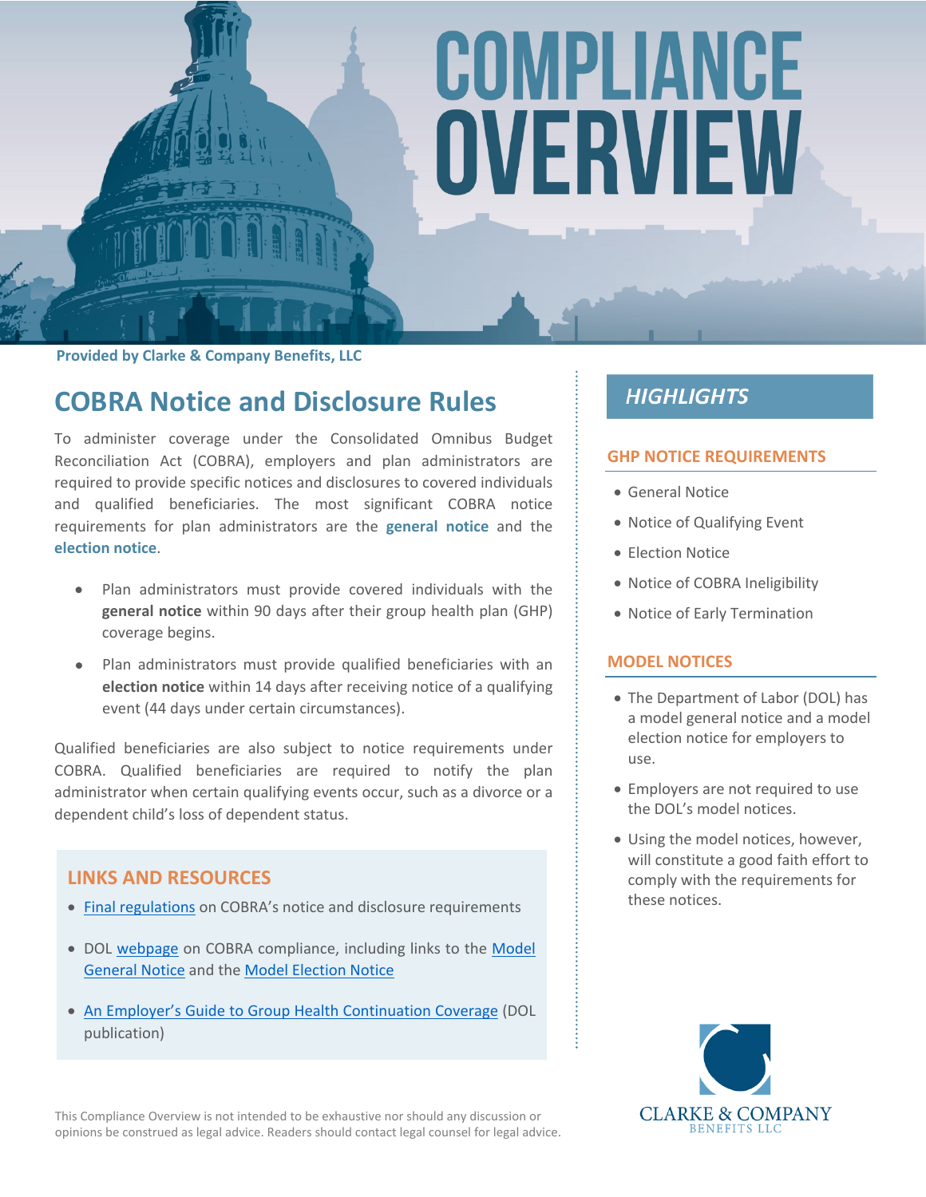# COMPLIANCE OVERVIEW

**Provided by Clarke & Company Benefits, LLC**

## COBRA Notice and Disclosure Rules

To administer coverage under the Consolidated Omnibus Budget Reconciliation Act (COBRA), employers and plan administrators are required to provide specific notices and disclosures to covered individuals and qualified beneficiaries. The most significant COBRA notice requirements for plan administrators are the **general notice** and the **election notice**.

- Plan administrators must provide covered individuals with the **general notice** within 90 days after their group health plan (GHP) coverage begins.
- Plan administrators must provide qualified beneficiaries with an **election notice** within 14 days after receiving notice of a qualifying event (44 days under certain circumstances).

Qualified beneficiaries are also subject to notice requirements under COBRA. Qualified beneficiaries are required to notify the plan administrator when certain qualifying events occur, such as a divorce or a dependent child's loss of dependent status.

### LINKS AND RESOURCES

- Final regulations on COBRA's notice and disclosure requirements
- DOL webpage on COBRA compliance, including links to the Model General Notice and the Model Election Notice
- An Employer's Guide to Group Health Continuation Coverage (DOL publication)

## *HIGHLIGHTS*

### GHP NOTICE REQUIREMENTS

- General Notice
- Notice of Qualifying Event
- Election Notice
- Notice of COBRA Ineligibility
- Notice of Early Termination

### MODEL NOTICES

- The Department of Labor (DOL) has a model general notice and a model election notice for employers to use.
- Employers are not required to use the DOL's model notices.
- Using the model notices, however, will constitute a good faith effort to comply with the requirements for these notices.

This Compliance Overview is not intended to be exhaustive nor should any discussion or opinions be construed as legal advice. Readers should contact legal counsel for legal advice.

CLARKE & COMPANY BENEFITS LLC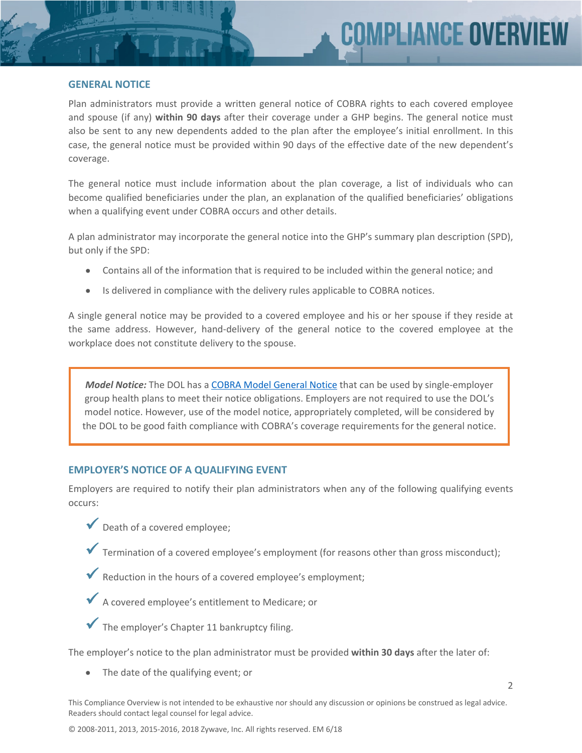## GENERAL NOTICE

Plan administrators must provide a written general notice of COBRA rights to each covered employee and spouse (if any) **within 90 days** after their coverage under a GHP begins. The general notice must also be sent to any new dependents added to the plan after the employee's initial enrollment. In this case, the general notice must be provided within 90 days of the effective date of the new dependent's coverage.

The general notice must include information about the plan coverage, a list of individuals who can become qualified beneficiaries under the plan, an explanation of the qualified beneficiaries' obligations when a qualifying event under COBRA occurs and other details.

A plan administrator may incorporate the general notice into the GHP's summary plan description (SPD), but only if the SPD:

- Contains all of the information that is required to be included within the general notice; and
- Is delivered in compliance with the delivery rules applicable to COBRA notices.

A single general notice may be provided to a covered employee and his or her spouse if they reside at the same address. However, hand-delivery of the general notice to the covered employee at the workplace does not constitute delivery to the spouse.

> ***Model Notice:*** The DOL has a COBRA Model General Notice that can be used by single-employer group health plans to meet their notice obligations. Employers are not required to use the DOL's model notice. However, use of the model notice, appropriately completed, will be considered by the DOL to be good faith compliance with COBRA's coverage requirements for the general notice.

## EMPLOYER'S NOTICE OF A QUALIFYING EVENT

Employers are required to notify their plan administrators when any of the following qualifying events occurs:

- ✓ Death of a covered employee;
- ✓ Termination of a covered employee's employment (for reasons other than gross misconduct);
- ✓ Reduction in the hours of a covered employee's employment;
- ✓ A covered employee's entitlement to Medicare; or
- ✓ The employer's Chapter 11 bankruptcy filing.

The employer's notice to the plan administrator must be provided **within 30 days** after the later of:

- The date of the qualifying event; or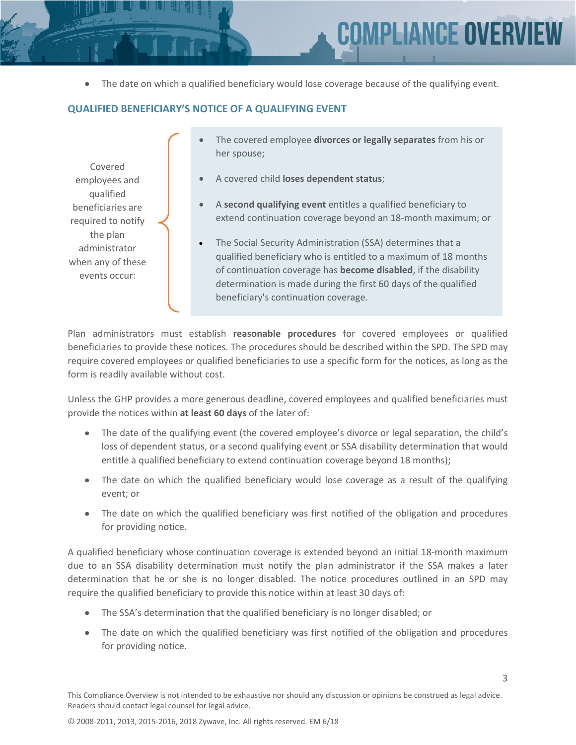- The date on which a qualified beneficiary would lose coverage because of the qualifying event.

### QUALIFIED BENEFICIARY'S NOTICE OF A QUALIFYING EVENT

Covered employees and qualified beneficiaries are required to notify the plan administrator when any of these events occur:

- The covered employee **divorces or legally separates** from his or her spouse;
- A covered child **loses dependent status**;
- A **second qualifying event** entitles a qualified beneficiary to extend continuation coverage beyond an 18-month maximum; or
- The Social Security Administration (SSA) determines that a qualified beneficiary who is entitled to a maximum of 18 months of continuation coverage has **become disabled**, if the disability determination is made during the first 60 days of the qualified beneficiary's continuation coverage.

Plan administrators must establish **reasonable procedures** for covered employees or qualified beneficiaries to provide these notices. The procedures should be described within the SPD. The SPD may require covered employees or qualified beneficiaries to use a specific form for the notices, as long as the form is readily available without cost.

Unless the GHP provides a more generous deadline, covered employees and qualified beneficiaries must provide the notices within **at least 60 days** of the later of:

- The date of the qualifying event (the covered employee's divorce or legal separation, the child's loss of dependent status, or a second qualifying event or SSA disability determination that would entitle a qualified beneficiary to extend continuation coverage beyond 18 months);
- The date on which the qualified beneficiary would lose coverage as a result of the qualifying event; or
- The date on which the qualified beneficiary was first notified of the obligation and procedures for providing notice.

A qualified beneficiary whose continuation coverage is extended beyond an initial 18-month maximum due to an SSA disability determination must notify the plan administrator if the SSA makes a later determination that he or she is no longer disabled. The notice procedures outlined in an SPD may require the qualified beneficiary to provide this notice within at least 30 days of:

- The SSA's determination that the qualified beneficiary is no longer disabled; or
- The date on which the qualified beneficiary was first notified of the obligation and procedures for providing notice.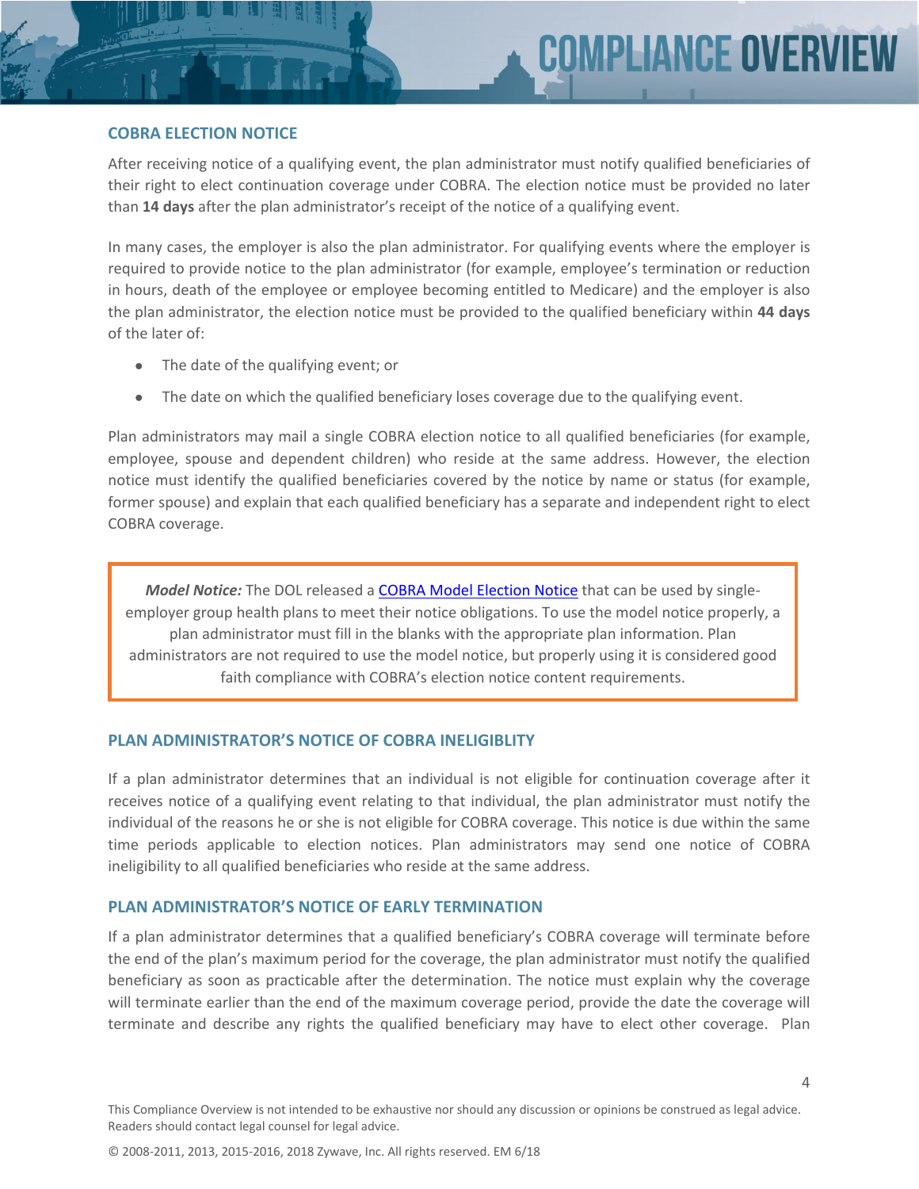## COBRA ELECTION NOTICE

After receiving notice of a qualifying event, the plan administrator must notify qualified beneficiaries of their right to elect continuation coverage under COBRA. The election notice must be provided no later than **14 days** after the plan administrator's receipt of the notice of a qualifying event.

In many cases, the employer is also the plan administrator. For qualifying events where the employer is required to provide notice to the plan administrator (for example, employee's termination or reduction in hours, death of the employee or employee becoming entitled to Medicare) and the employer is also the plan administrator, the election notice must be provided to the qualified beneficiary within **44 days** of the later of:

- The date of the qualifying event; or
- The date on which the qualified beneficiary loses coverage due to the qualifying event.

Plan administrators may mail a single COBRA election notice to all qualified beneficiaries (for example, employee, spouse and dependent children) who reside at the same address. However, the election notice must identify the qualified beneficiaries covered by the notice by name or status (for example, former spouse) and explain that each qualified beneficiary has a separate and independent right to elect COBRA coverage.

> ***Model Notice:*** The DOL released a [COBRA Model Election Notice] that can be used by single-employer group health plans to meet their notice obligations. To use the model notice properly, a plan administrator must fill in the blanks with the appropriate plan information. Plan administrators are not required to use the model notice, but properly using it is considered good faith compliance with COBRA's election notice content requirements.

## PLAN ADMINISTRATOR'S NOTICE OF COBRA INELIGIBLITY

If a plan administrator determines that an individual is not eligible for continuation coverage after it receives notice of a qualifying event relating to that individual, the plan administrator must notify the individual of the reasons he or she is not eligible for COBRA coverage. This notice is due within the same time periods applicable to election notices. Plan administrators may send one notice of COBRA ineligibility to all qualified beneficiaries who reside at the same address.

## PLAN ADMINISTRATOR'S NOTICE OF EARLY TERMINATION

If a plan administrator determines that a qualified beneficiary's COBRA coverage will terminate before the end of the plan's maximum period for the coverage, the plan administrator must notify the qualified beneficiary as soon as practicable after the determination. The notice must explain why the coverage will terminate earlier than the end of the maximum coverage period, provide the date the coverage will terminate and describe any rights the qualified beneficiary may have to elect other coverage. Plan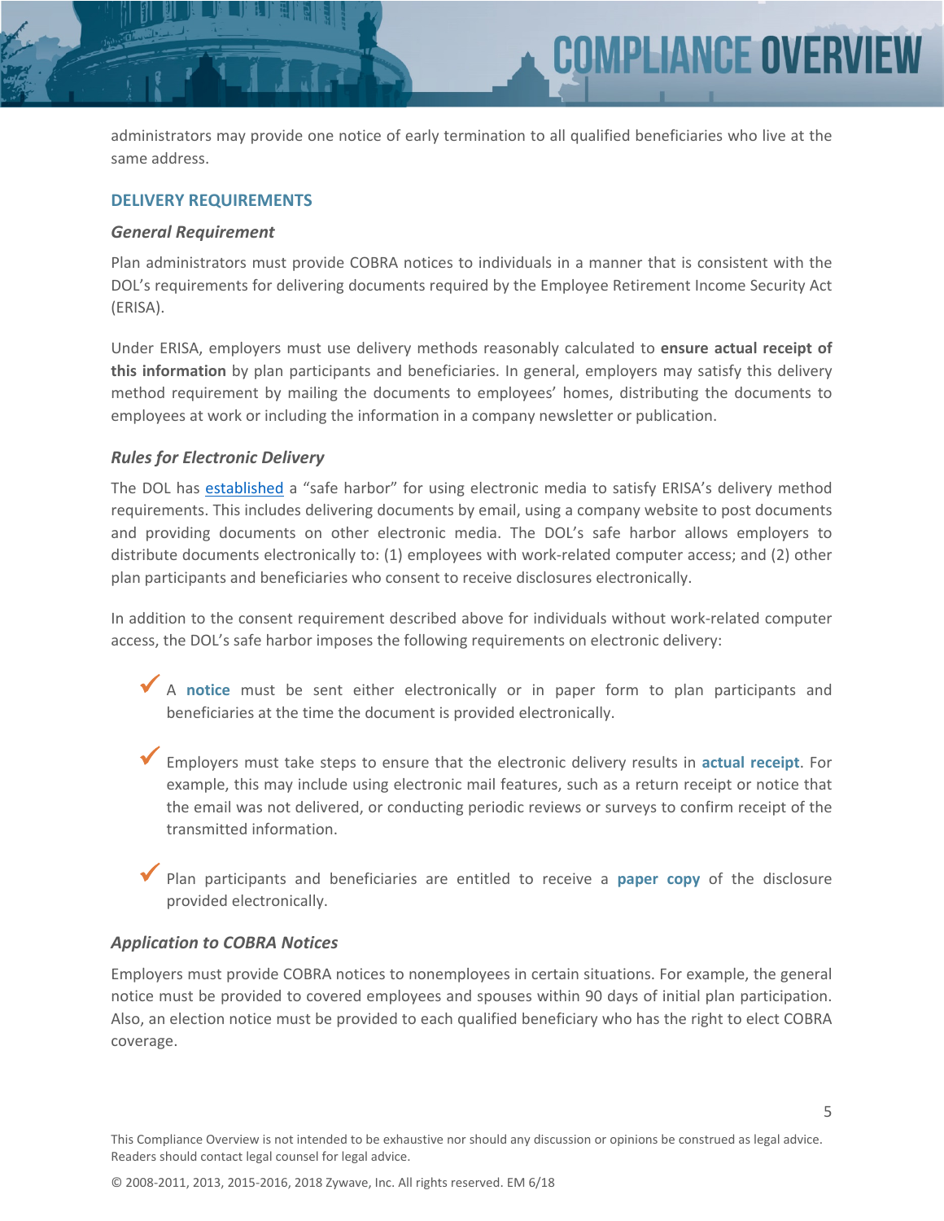administrators may provide one notice of early termination to all qualified beneficiaries who live at the same address.

## DELIVERY REQUIREMENTS

### *General Requirement*

Plan administrators must provide COBRA notices to individuals in a manner that is consistent with the DOL's requirements for delivering documents required by the Employee Retirement Income Security Act (ERISA).

Under ERISA, employers must use delivery methods reasonably calculated to **ensure actual receipt of this information** by plan participants and beneficiaries. In general, employers may satisfy this delivery method requirement by mailing the documents to employees' homes, distributing the documents to employees at work or including the information in a company newsletter or publication.

### *Rules for Electronic Delivery*

The DOL has established a "safe harbor" for using electronic media to satisfy ERISA's delivery method requirements. This includes delivering documents by email, using a company website to post documents and providing documents on other electronic media. The DOL's safe harbor allows employers to distribute documents electronically to: (1) employees with work-related computer access; and (2) other plan participants and beneficiaries who consent to receive disclosures electronically.

In addition to the consent requirement described above for individuals without work-related computer access, the DOL's safe harbor imposes the following requirements on electronic delivery:

- ✓ A **notice** must be sent either electronically or in paper form to plan participants and beneficiaries at the time the document is provided electronically.
- ✓ Employers must take steps to ensure that the electronic delivery results in **actual receipt**. For example, this may include using electronic mail features, such as a return receipt or notice that the email was not delivered, or conducting periodic reviews or surveys to confirm receipt of the transmitted information.
- ✓ Plan participants and beneficiaries are entitled to receive a **paper copy** of the disclosure provided electronically.

### *Application to COBRA Notices*

Employers must provide COBRA notices to nonemployees in certain situations. For example, the general notice must be provided to covered employees and spouses within 90 days of initial plan participation. Also, an election notice must be provided to each qualified beneficiary who has the right to elect COBRA coverage.

This Compliance Overview is not intended to be exhaustive nor should any discussion or opinions be construed as legal advice. Readers should contact legal counsel for legal advice.

© 2008-2011, 2013, 2015-2016, 2018 Zywave, Inc. All rights reserved. EM 6/18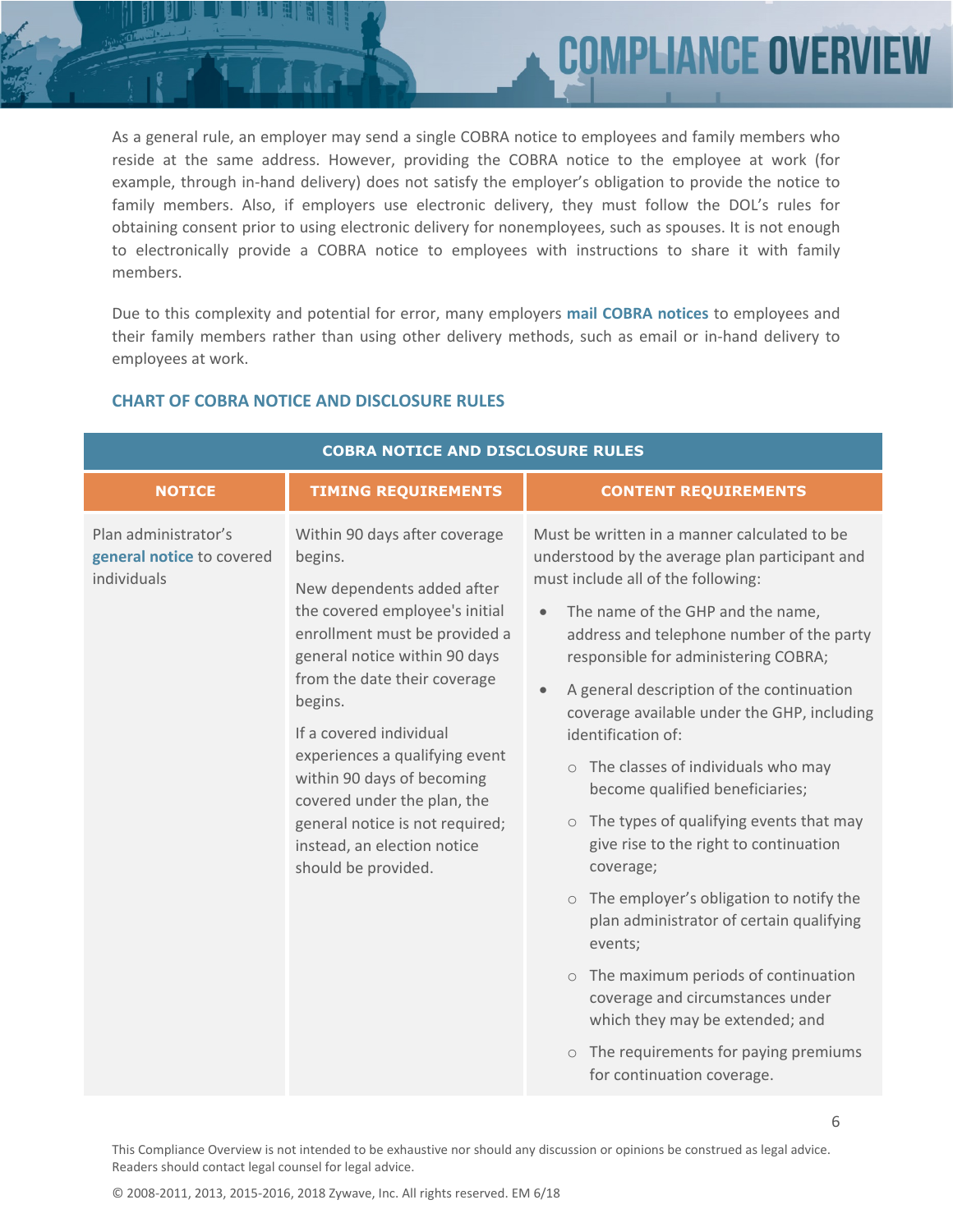As a general rule, an employer may send a single COBRA notice to employees and family members who reside at the same address. However, providing the COBRA notice to the employee at work (for example, through in-hand delivery) does not satisfy the employer's obligation to provide the notice to family members. Also, if employers use electronic delivery, they must follow the DOL's rules for obtaining consent prior to using electronic delivery for nonemployees, such as spouses. It is not enough to electronically provide a COBRA notice to employees with instructions to share it with family members.

Due to this complexity and potential for error, many employers **mail COBRA notices** to employees and their family members rather than using other delivery methods, such as email or in-hand delivery to employees at work.

## CHART OF COBRA NOTICE AND DISCLOSURE RULES

| COBRA NOTICE AND DISCLOSURE RULES | | |
|---|---|---|
| **NOTICE** | **TIMING REQUIREMENTS** | **CONTENT REQUIREMENTS** |
| Plan administrator's **general notice** to covered individuals | Within 90 days after coverage begins.<br><br>New dependents added after the covered employee's initial enrollment must be provided a general notice within 90 days from the date their coverage begins.<br><br>If a covered individual experiences a qualifying event within 90 days of becoming covered under the plan, the general notice is not required; instead, an election notice should be provided. | Must be written in a manner calculated to be understood by the average plan participant and must include all of the following:<br><br>• The name of the GHP and the name, address and telephone number of the party responsible for administering COBRA;<br>• A general description of the continuation coverage available under the GHP, including identification of:<br>&nbsp;&nbsp;○ The classes of individuals who may become qualified beneficiaries;<br>&nbsp;&nbsp;○ The types of qualifying events that may give rise to the right to continuation coverage;<br>&nbsp;&nbsp;○ The employer's obligation to notify the plan administrator of certain qualifying events;<br>&nbsp;&nbsp;○ The maximum periods of continuation coverage and circumstances under which they may be extended; and<br>&nbsp;&nbsp;○ The requirements for paying premiums for continuation coverage. |

This Compliance Overview is not intended to be exhaustive nor should any discussion or opinions be construed as legal advice. Readers should contact legal counsel for legal advice.

© 2008-2011, 2013, 2015-2016, 2018 Zywave, Inc. All rights reserved. EM 6/18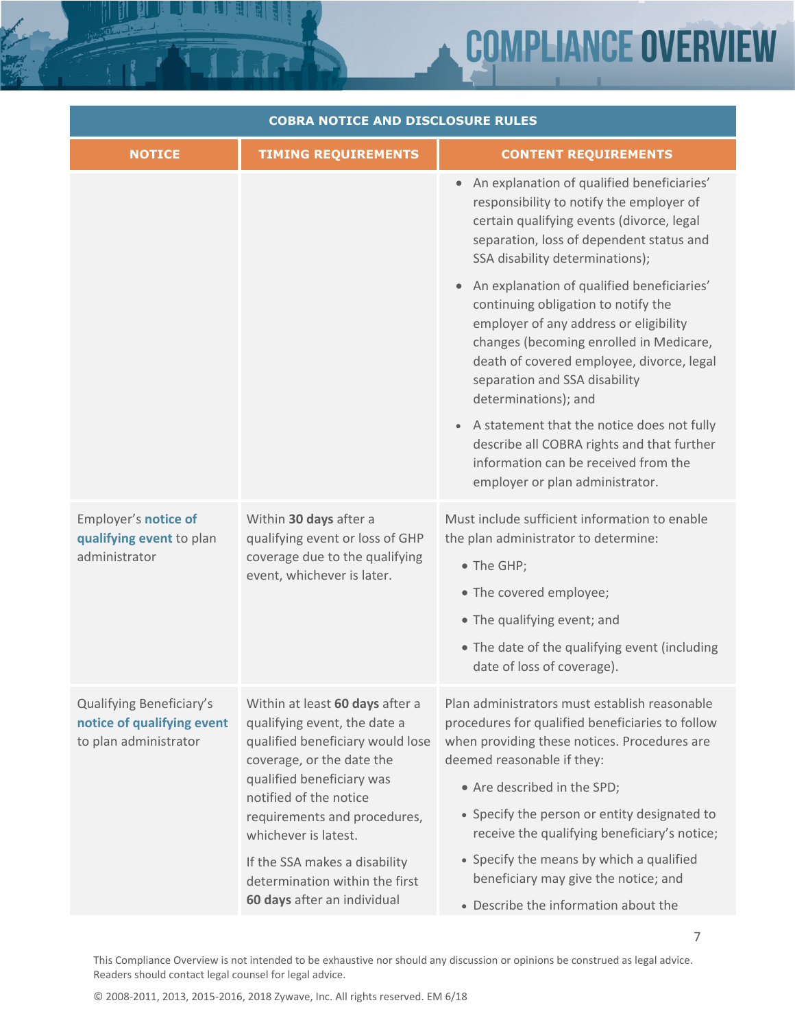| COBRA NOTICE AND DISCLOSURE RULES | | |
|---|---|---|
| **NOTICE** | **TIMING REQUIREMENTS** | **CONTENT REQUIREMENTS** |
| | | • An explanation of qualified beneficiaries' responsibility to notify the employer of certain qualifying events (divorce, legal separation, loss of dependent status and SSA disability determinations);<br>• An explanation of qualified beneficiaries' continuing obligation to notify the employer of any address or eligibility changes (becoming enrolled in Medicare, death of covered employee, divorce, legal separation and SSA disability determinations); and<br>• A statement that the notice does not fully describe all COBRA rights and that further information can be received from the employer or plan administrator. |
| Employer's **notice of qualifying event** to plan administrator | Within **30 days** after a qualifying event or loss of GHP coverage due to the qualifying event, whichever is later. | Must include sufficient information to enable the plan administrator to determine:<br>• The GHP;<br>• The covered employee;<br>• The qualifying event; and<br>• The date of the qualifying event (including date of loss of coverage). |
| Qualifying Beneficiary's **notice of qualifying event** to plan administrator | Within at least **60 days** after a qualifying event, the date a qualified beneficiary would lose coverage, or the date the qualified beneficiary was notified of the notice requirements and procedures, whichever is latest.<br>If the SSA makes a disability determination within the first **60 days** after an individual | Plan administrators must establish reasonable procedures for qualified beneficiaries to follow when providing these notices. Procedures are deemed reasonable if they:<br>• Are described in the SPD;<br>• Specify the person or entity designated to receive the qualifying beneficiary's notice;<br>• Specify the means by which a qualified beneficiary may give the notice; and<br>• Describe the information about the |

This Compliance Overview is not intended to be exhaustive nor should any discussion or opinions be construed as legal advice. Readers should contact legal counsel for legal advice.

© 2008-2011, 2013, 2015-2016, 2018 Zywave, Inc. All rights reserved. EM 6/18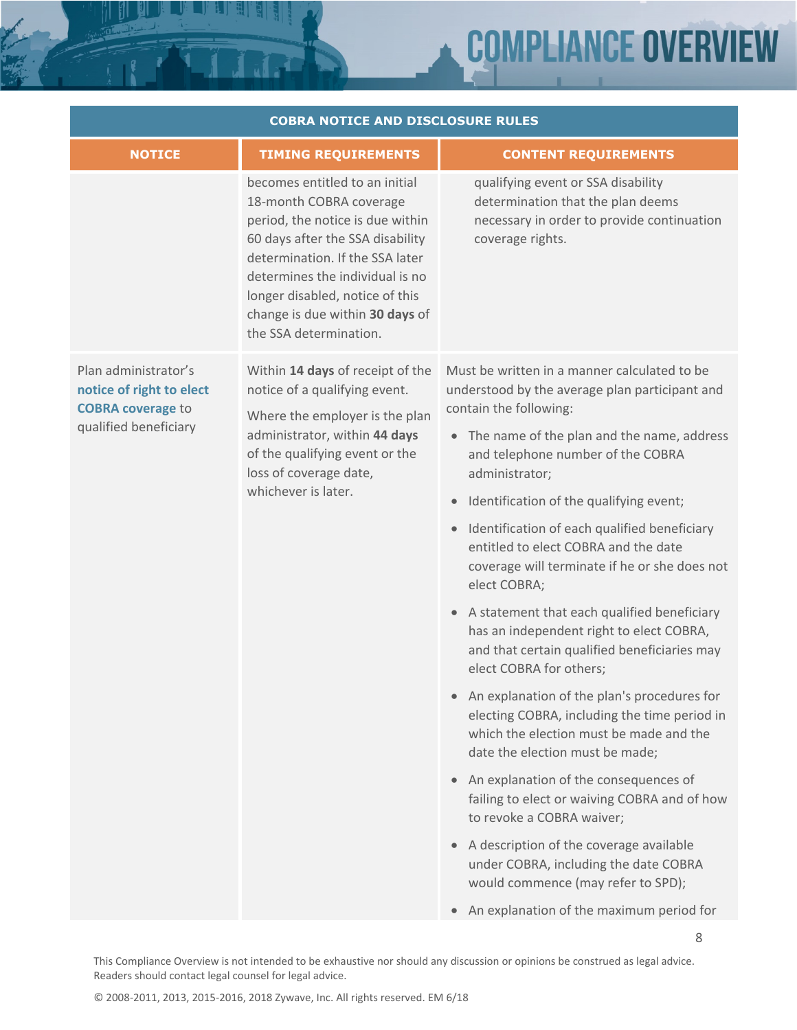| COBRA NOTICE AND DISCLOSURE RULES | | |
|---|---|---|
| **NOTICE** | **TIMING REQUIREMENTS** | **CONTENT REQUIREMENTS** |
| | becomes entitled to an initial 18-month COBRA coverage period, the notice is due within 60 days after the SSA disability determination. If the SSA later determines the individual is no longer disabled, notice of this change is due within **30 days** of the SSA determination. | qualifying event or SSA disability determination that the plan deems necessary in order to provide continuation coverage rights. |
| Plan administrator's **notice of right to elect COBRA coverage** to qualified beneficiary | Within **14 days** of receipt of the notice of a qualifying event.<br><br>Where the employer is the plan administrator, within **44 days** of the qualifying event or the loss of coverage date, whichever is later. | Must be written in a manner calculated to be understood by the average plan participant and contain the following:<br><br>• The name of the plan and the name, address and telephone number of the COBRA administrator;<br>• Identification of the qualifying event;<br>• Identification of each qualified beneficiary entitled to elect COBRA and the date coverage will terminate if he or she does not elect COBRA;<br>• A statement that each qualified beneficiary has an independent right to elect COBRA, and that certain qualified beneficiaries may elect COBRA for others;<br>• An explanation of the plan's procedures for electing COBRA, including the time period in which the election must be made and the date the election must be made;<br>• An explanation of the consequences of failing to elect or waiving COBRA and of how to revoke a COBRA waiver;<br>• A description of the coverage available under COBRA, including the date COBRA would commence (may refer to SPD);<br>• An explanation of the maximum period for |

This Compliance Overview is not intended to be exhaustive nor should any discussion or opinions be construed as legal advice. Readers should contact legal counsel for legal advice.

© 2008-2011, 2013, 2015-2016, 2018 Zywave, Inc. All rights reserved. EM 6/18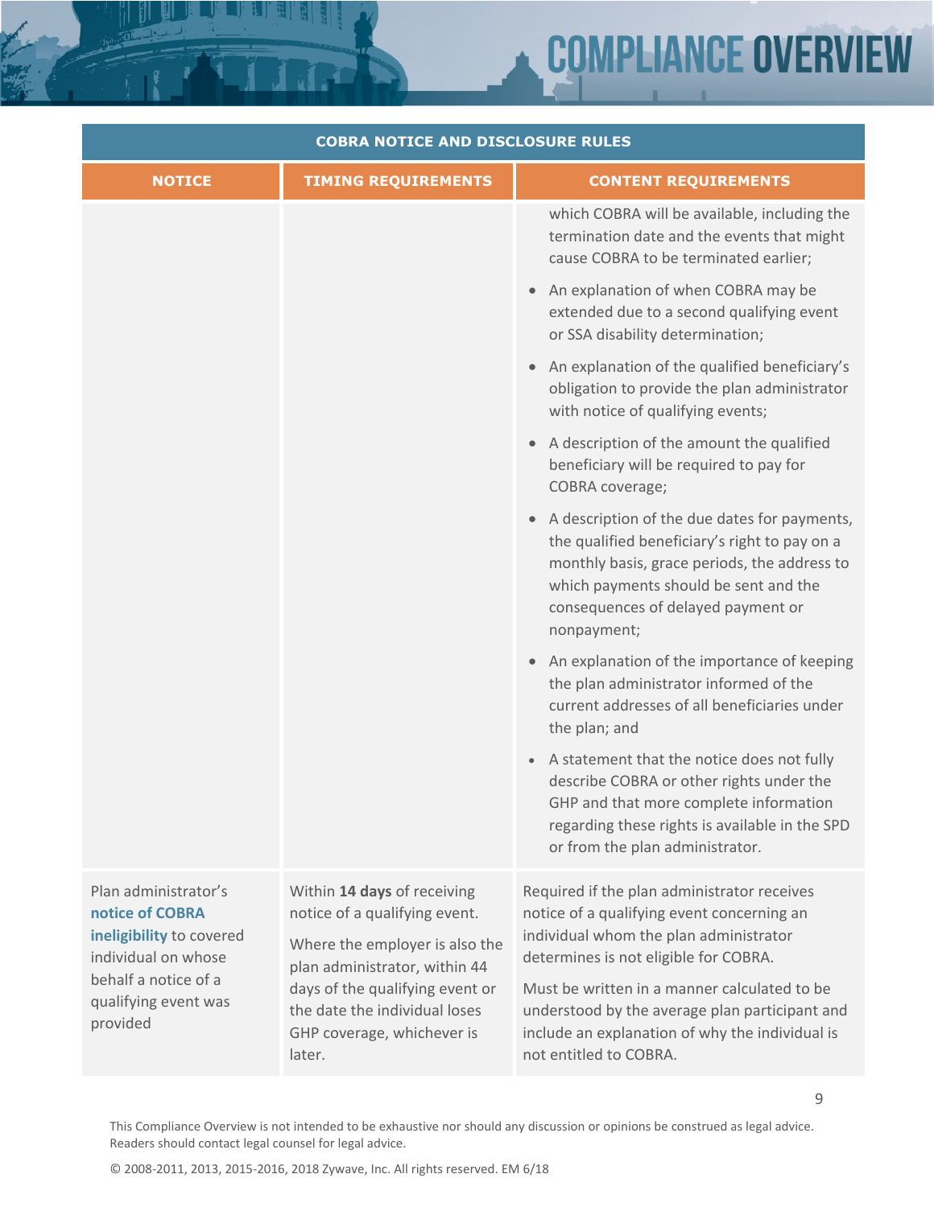| COBRA NOTICE AND DISCLOSURE RULES | | |
|---|---|---|
| **NOTICE** | **TIMING REQUIREMENTS** | **CONTENT REQUIREMENTS** |
| | | which COBRA will be available, including the termination date and the events that might cause COBRA to be terminated earlier;<br>• An explanation of when COBRA may be extended due to a second qualifying event or SSA disability determination;<br>• An explanation of the qualified beneficiary's obligation to provide the plan administrator with notice of qualifying events;<br>• A description of the amount the qualified beneficiary will be required to pay for COBRA coverage;<br>• A description of the due dates for payments, the qualified beneficiary's right to pay on a monthly basis, grace periods, the address to which payments should be sent and the consequences of delayed payment or nonpayment;<br>• An explanation of the importance of keeping the plan administrator informed of the current addresses of all beneficiaries under the plan; and<br>• A statement that the notice does not fully describe COBRA or other rights under the GHP and that more complete information regarding these rights is available in the SPD or from the plan administrator. |
| Plan administrator's **notice of COBRA ineligibility** to covered individual on whose behalf a notice of a qualifying event was provided | Within **14 days** of receiving notice of a qualifying event.<br>Where the employer is also the plan administrator, within 44 days of the qualifying event or the date the individual loses GHP coverage, whichever is later. | Required if the plan administrator receives notice of a qualifying event concerning an individual whom the plan administrator determines is not eligible for COBRA.<br>Must be written in a manner calculated to be understood by the average plan participant and include an explanation of why the individual is not entitled to COBRA. |

This Compliance Overview is not intended to be exhaustive nor should any discussion or opinions be construed as legal advice. Readers should contact legal counsel for legal advice.

© 2008-2011, 2013, 2015-2016, 2018 Zywave, Inc. All rights reserved. EM 6/18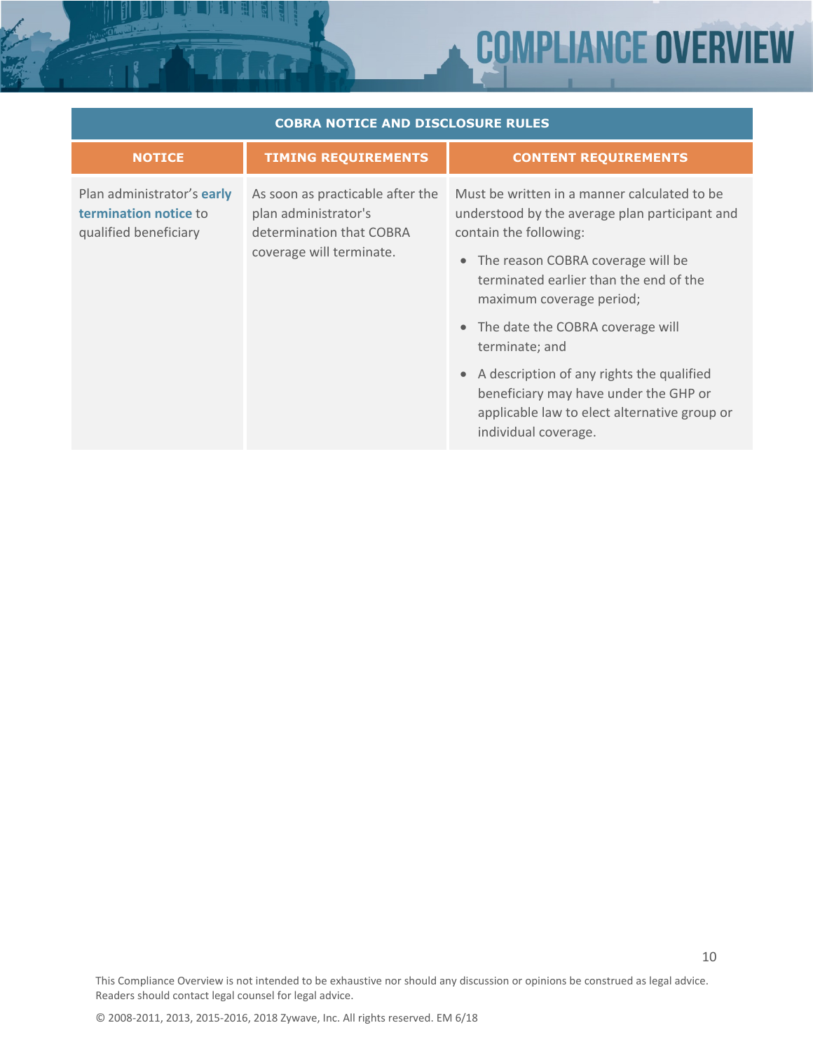| COBRA NOTICE AND DISCLOSURE RULES | | |
|---|---|---|
| **NOTICE** | **TIMING REQUIREMENTS** | **CONTENT REQUIREMENTS** |
| Plan administrator's **early termination notice** to qualified beneficiary | As soon as practicable after the plan administrator's determination that COBRA coverage will terminate. | Must be written in a manner calculated to be understood by the average plan participant and contain the following:<br>• The reason COBRA coverage will be terminated earlier than the end of the maximum coverage period;<br>• The date the COBRA coverage will terminate; and<br>• A description of any rights the qualified beneficiary may have under the GHP or applicable law to elect alternative group or individual coverage. |

This Compliance Overview is not intended to be exhaustive nor should any discussion or opinions be construed as legal advice. Readers should contact legal counsel for legal advice.

© 2008-2011, 2013, 2015-2016, 2018 Zywave, Inc. All rights reserved. EM 6/18